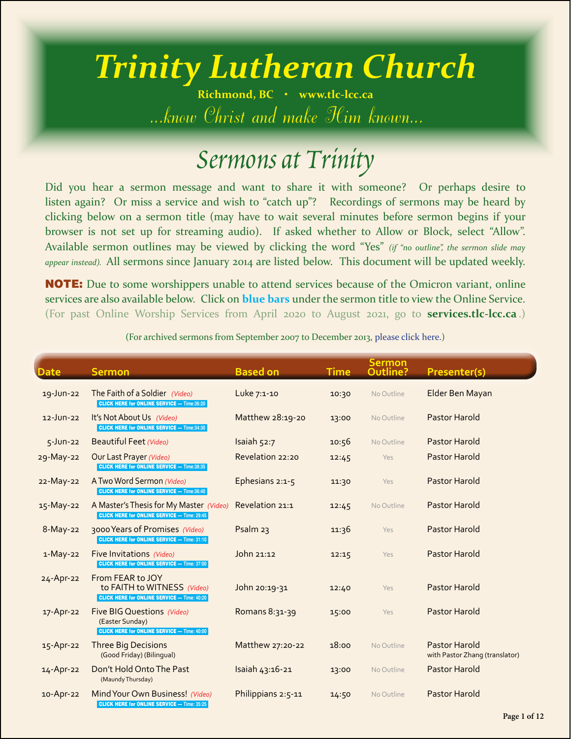# Trinity Lutheran Church

**Richmond, BC • www.tlc-lcc.ca**

*...know Christ and make Him known...*

## Sermons at Trinity

Did you hear a sermon message and want to share it with someone? Or perhaps desire to listen again? Or miss a service and wish to "catch up"? Recordings of sermons may be heard by clicking below on a sermon title (may have to wait several minutes before sermon begins if your browser is not set up for streaming audio). If asked whether to Allow or Block, select "Allow". Available sermon outlines may be viewed by clicking the word "Yes" *(if "no outline", the sermon slide may appear instead).* All sermons since January 2014 are listed below. This document will be updated weekly.

**NOTE:** Due to some worshippers unable to attend services because of the Omicron variant, online services are also available below. Click on **blue bars** under the sermon title to view the Online Service. (For past Online Worship Services from April 2020 to August 2021, go to **services.tlc-lcc.ca**.)

(For archived sermons from September 2007 to December 2013, please click here.)

| Date | Sermon | Based on | Time | Sermon Outline? | Presenter(s) |
|---|---|---|---|---|---|
| 19-Jun-22 | The Faith of a Soldier *(Video)*<br>CLICK HERE for ONLINE SERVICE — Time:36:20 | Luke 7:1-10 | 10:30 | No Outline | Elder Ben Mayan |
| 12-Jun-22 | It's Not About Us *(Video)*<br>CLICK HERE for ONLINE SERVICE — Time:34:30 | Matthew 28:19-20 | 13:00 | No Outline | Pastor Harold |
| 5-Jun-22 | Beautiful Feet *(Video)* | Isaiah 52:7 | 10:56 | No Outline | Pastor Harold |
| 29-May-22 | Our Last Prayer *(Video)*<br>CLICK HERE for ONLINE SERVICE — Time:38:35 | Revelation 22:20 | 12:45 | Yes | Pastor Harold |
| 22-May-22 | A Two Word Sermon *(Video)*<br>CLICK HERE for ONLINE SERVICE — Time:36:40 | Ephesians 2:1-5 | 11:30 | Yes | Pastor Harold |
| 15-May-22 | A Master's Thesis for My Master *(Video)*<br>CLICK HERE for ONLINE SERVICE — Time: 29:45 | Revelation 21:1 | 12:45 | No Outline | Pastor Harold |
| 8-May-22 | 3000 Years of Promises *(Video)*<br>CLICK HERE for ONLINE SERVICE — Time: 31:10 | Psalm 23 | 11:36 | Yes | Pastor Harold |
| 1-May-22 | Five Invitations *(Video)*<br>CLICK HERE for ONLINE SERVICE — Time: 37:00 | John 21:12 | 12:15 | Yes | Pastor Harold |
| 24-Apr-22 | From FEAR to JOY to FAITH to WITNESS *(Video)*<br>CLICK HERE for ONLINE SERVICE — Time: 40:20 | John 20:19-31 | 12:40 | Yes | Pastor Harold |
| 17-Apr-22 | Five BIG Questions *(Video)*<br>(Easter Sunday)<br>CLICK HERE for ONLINE SERVICE — Time: 40:00 | Romans 8:31-39 | 15:00 | Yes | Pastor Harold |
| 15-Apr-22 | Three Big Decisions<br>(Good Friday) (Bilingual) | Matthew 27:20-22 | 18:00 | No Outline | Pastor Harold<br>with Pastor Zhang (translator) |
| 14-Apr-22 | Don't Hold Onto The Past<br>(Maundy Thursday) | Isaiah 43:16-21 | 13:00 | No Outline | Pastor Harold |
| 10-Apr-22 | Mind Your Own Business! *(Video)*<br>CLICK HERE for ONLINE SERVICE — Time: 35:25 | Philippians 2:5-11 | 14:50 | No Outline | Pastor Harold |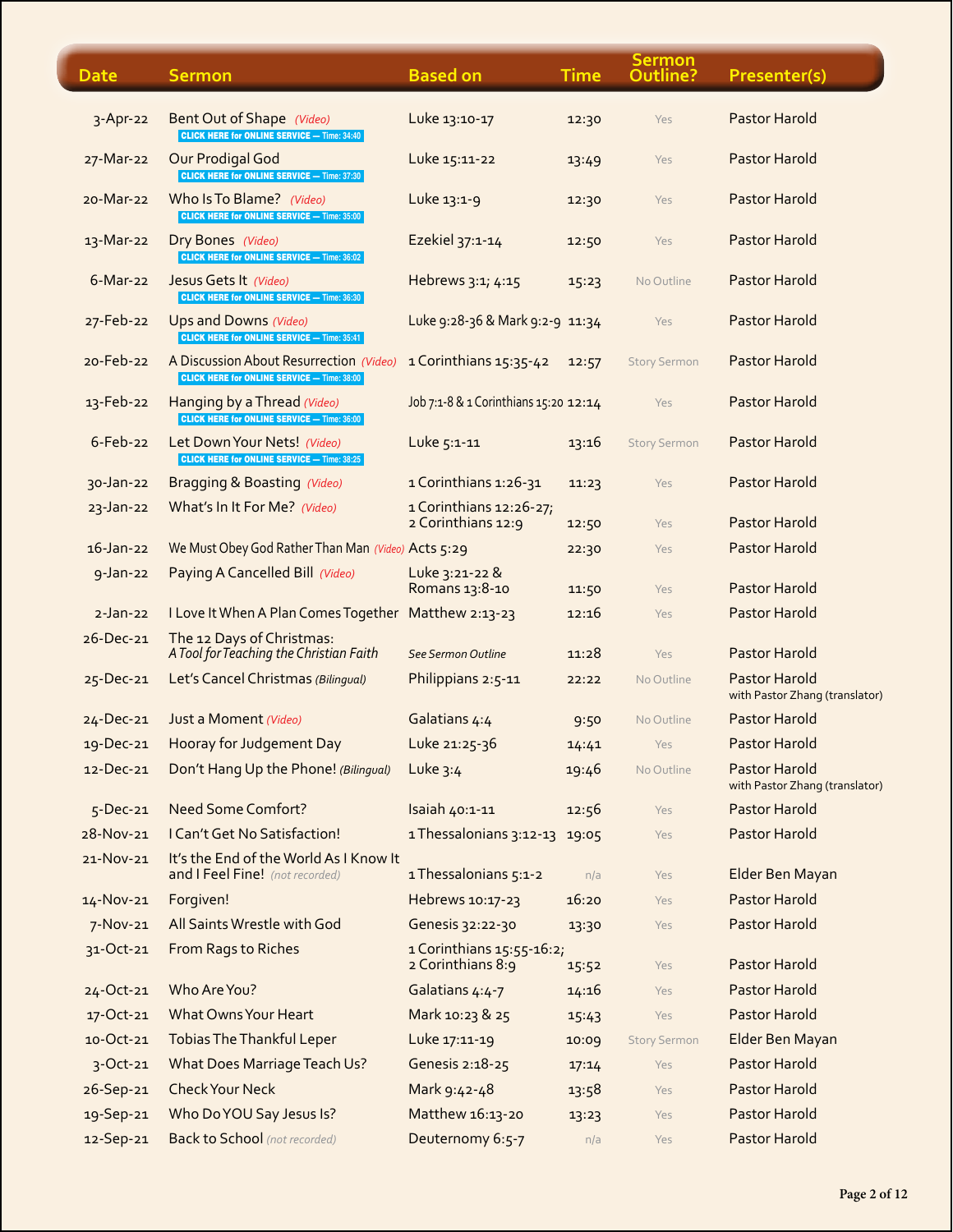| Date | Sermon | Based on | Time | Sermon Outline? | Presenter(s) |
|---|---|---|---|---|---|
| 3-Apr-22 | Bent Out of Shape *(Video)* CLICK HERE for ONLINE SERVICE — Time: 34:40 | Luke 13:10-17 | 12:30 | Yes | Pastor Harold |
| 27-Mar-22 | Our Prodigal God CLICK HERE for ONLINE SERVICE — Time: 37:30 | Luke 15:11-22 | 13:49 | Yes | Pastor Harold |
| 20-Mar-22 | Who Is To Blame? *(Video)* CLICK HERE for ONLINE SERVICE — Time: 35:00 | Luke 13:1-9 | 12:30 | Yes | Pastor Harold |
| 13-Mar-22 | Dry Bones *(Video)* CLICK HERE for ONLINE SERVICE — Time: 36:02 | Ezekiel 37:1-14 | 12:50 | Yes | Pastor Harold |
| 6-Mar-22 | Jesus Gets It *(Video)* CLICK HERE for ONLINE SERVICE — Time: 36:30 | Hebrews 3:1; 4:15 | 15:23 | No Outline | Pastor Harold |
| 27-Feb-22 | Ups and Downs *(Video)* CLICK HERE for ONLINE SERVICE — Time: 35:41 | Luke 9:28-36 & Mark 9:2-9 | 11:34 | Yes | Pastor Harold |
| 20-Feb-22 | A Discussion About Resurrection *(Video)* CLICK HERE for ONLINE SERVICE — Time: 38:00 | 1 Corinthians 15:35-42 | 12:57 | Story Sermon | Pastor Harold |
| 13-Feb-22 | Hanging by a Thread *(Video)* CLICK HERE for ONLINE SERVICE — Time: 36:00 | Job 7:1-8 & 1 Corinthians 15:20 | 12:14 | Yes | Pastor Harold |
| 6-Feb-22 | Let Down Your Nets! *(Video)* CLICK HERE for ONLINE SERVICE — Time: 38:25 | Luke 5:1-11 | 13:16 | Story Sermon | Pastor Harold |
| 30-Jan-22 | Bragging & Boasting *(Video)* | 1 Corinthians 1:26-31 | 11:23 | Yes | Pastor Harold |
| 23-Jan-22 | What's In It For Me? *(Video)* | 1 Corinthians 12:26-27; 2 Corinthians 12:9 | 12:50 | Yes | Pastor Harold |
| 16-Jan-22 | We Must Obey God Rather Than Man *(Video)* | Acts 5:29 | 22:30 | Yes | Pastor Harold |
| 9-Jan-22 | Paying A Cancelled Bill *(Video)* | Luke 3:21-22 & Romans 13:8-10 | 11:50 | Yes | Pastor Harold |
| 2-Jan-22 | I Love It When A Plan Comes Together | Matthew 2:13-23 | 12:16 | Yes | Pastor Harold |
| 26-Dec-21 | The 12 Days of Christmas: *A Tool for Teaching the Christian Faith* | *See Sermon Outline* | 11:28 | Yes | Pastor Harold |
| 25-Dec-21 | Let's Cancel Christmas *(Bilingual)* | Philippians 2:5-11 | 22:22 | No Outline | Pastor Harold with Pastor Zhang (translator) |
| 24-Dec-21 | Just a Moment *(Video)* | Galatians 4:4 | 9:50 | No Outline | Pastor Harold |
| 19-Dec-21 | Hooray for Judgement Day | Luke 21:25-36 | 14:41 | Yes | Pastor Harold |
| 12-Dec-21 | Don't Hang Up the Phone! *(Bilingual)* | Luke 3:4 | 19:46 | No Outline | Pastor Harold with Pastor Zhang (translator) |
| 5-Dec-21 | Need Some Comfort? | Isaiah 40:1-11 | 12:56 | Yes | Pastor Harold |
| 28-Nov-21 | I Can't Get No Satisfaction! | 1 Thessalonians 3:12-13 | 19:05 | Yes | Pastor Harold |
| 21-Nov-21 | It's the End of the World As I Know It and I Feel Fine! *(not recorded)* | 1 Thessalonians 5:1-2 | n/a | Yes | Elder Ben Mayan |
| 14-Nov-21 | Forgiven! | Hebrews 10:17-23 | 16:20 | Yes | Pastor Harold |
| 7-Nov-21 | All Saints Wrestle with God | Genesis 32:22-30 | 13:30 | Yes | Pastor Harold |
| 31-Oct-21 | From Rags to Riches | 1 Corinthians 15:55-16:2; 2 Corinthians 8:9 | 15:52 | Yes | Pastor Harold |
| 24-Oct-21 | Who Are You? | Galatians 4:4-7 | 14:16 | Yes | Pastor Harold |
| 17-Oct-21 | What Owns Your Heart | Mark 10:23 & 25 | 15:43 | Yes | Pastor Harold |
| 10-Oct-21 | Tobias The Thankful Leper | Luke 17:11-19 | 10:09 | Story Sermon | Elder Ben Mayan |
| 3-Oct-21 | What Does Marriage Teach Us? | Genesis 2:18-25 | 17:14 | Yes | Pastor Harold |
| 26-Sep-21 | Check Your Neck | Mark 9:42-48 | 13:58 | Yes | Pastor Harold |
| 19-Sep-21 | Who Do YOU Say Jesus Is? | Matthew 16:13-20 | 13:23 | Yes | Pastor Harold |
| 12-Sep-21 | Back to School *(not recorded)* | Deuternomy 6:5-7 | n/a | Yes | Pastor Harold |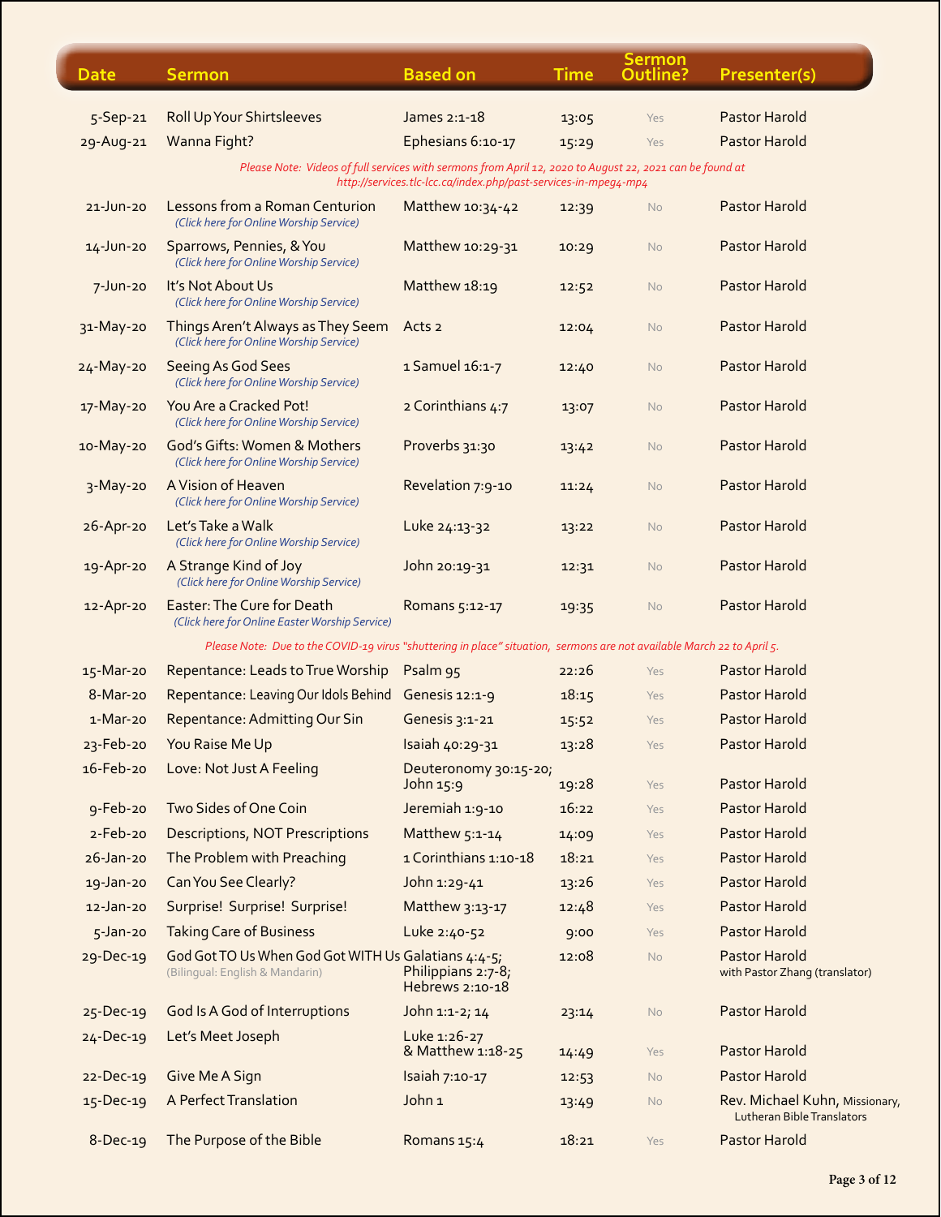| Date | Sermon | Based on | Time | Sermon Outline? | Presenter(s) |
|---|---|---|---|---|---|
| 5-Sep-21 | Roll Up Your Shirtsleeves | James 2:1-18 | 13:05 | Yes | Pastor Harold |
| 29-Aug-21 | Wanna Fight? | Ephesians 6:10-17 | 15:29 | Yes | Pastor Harold |
| | *Please Note: Videos of full services with sermons from April 12, 2020 to August 22, 2021 can be found at http://services.tlc-lcc.ca/index.php/past-services-in-mpeg4-mp4* | | | | |
| 21-Jun-20 | Lessons from a Roman Centurion *(Click here for Online Worship Service)* | Matthew 10:34-42 | 12:39 | No | Pastor Harold |
| 14-Jun-20 | Sparrows, Pennies, & You *(Click here for Online Worship Service)* | Matthew 10:29-31 | 10:29 | No | Pastor Harold |
| 7-Jun-20 | It's Not About Us *(Click here for Online Worship Service)* | Matthew 18:19 | 12:52 | No | Pastor Harold |
| 31-May-20 | Things Aren't Always as They Seem *(Click here for Online Worship Service)* | Acts 2 | 12:04 | No | Pastor Harold |
| 24-May-20 | Seeing As God Sees *(Click here for Online Worship Service)* | 1 Samuel 16:1-7 | 12:40 | No | Pastor Harold |
| 17-May-20 | You Are a Cracked Pot! *(Click here for Online Worship Service)* | 2 Corinthians 4:7 | 13:07 | No | Pastor Harold |
| 10-May-20 | God's Gifts: Women & Mothers *(Click here for Online Worship Service)* | Proverbs 31:30 | 13:42 | No | Pastor Harold |
| 3-May-20 | A Vision of Heaven *(Click here for Online Worship Service)* | Revelation 7:9-10 | 11:24 | No | Pastor Harold |
| 26-Apr-20 | Let's Take a Walk *(Click here for Online Worship Service)* | Luke 24:13-32 | 13:22 | No | Pastor Harold |
| 19-Apr-20 | A Strange Kind of Joy *(Click here for Online Worship Service)* | John 20:19-31 | 12:31 | No | Pastor Harold |
| 12-Apr-20 | Easter: The Cure for Death *(Click here for Online Easter Worship Service)* | Romans 5:12-17 | 19:35 | No | Pastor Harold |
| | *Please Note: Due to the COVID-19 virus "shuttering in place" situation, sermons are not available March 22 to April 5.* | | | | |
| 15-Mar-20 | Repentance: Leads to True Worship | Psalm 95 | 22:26 | Yes | Pastor Harold |
| 8-Mar-20 | Repentance: Leaving Our Idols Behind | Genesis 12:1-9 | 18:15 | Yes | Pastor Harold |
| 1-Mar-20 | Repentance: Admitting Our Sin | Genesis 3:1-21 | 15:52 | Yes | Pastor Harold |
| 23-Feb-20 | You Raise Me Up | Isaiah 40:29-31 | 13:28 | Yes | Pastor Harold |
| 16-Feb-20 | Love: Not Just A Feeling | Deuteronomy 30:15-20; John 15:9 | 19:28 | Yes | Pastor Harold |
| 9-Feb-20 | Two Sides of One Coin | Jeremiah 1:9-10 | 16:22 | Yes | Pastor Harold |
| 2-Feb-20 | Descriptions, NOT Prescriptions | Matthew 5:1-14 | 14:09 | Yes | Pastor Harold |
| 26-Jan-20 | The Problem with Preaching | 1 Corinthians 1:10-18 | 18:21 | Yes | Pastor Harold |
| 19-Jan-20 | Can You See Clearly? | John 1:29-41 | 13:26 | Yes | Pastor Harold |
| 12-Jan-20 | Surprise! Surprise! Surprise! | Matthew 3:13-17 | 12:48 | Yes | Pastor Harold |
| 5-Jan-20 | Taking Care of Business | Luke 2:40-52 | 9:00 | Yes | Pastor Harold |
| 29-Dec-19 | God Got TO Us When God Got WITH Us (Bilingual: English & Mandarin) | Galatians 4:4-5; Philippians 2:7-8; Hebrews 2:10-18 | 12:08 | No | Pastor Harold with Pastor Zhang (translator) |
| 25-Dec-19 | God Is A God of Interruptions | John 1:1-2; 14 | 23:14 | No | Pastor Harold |
| 24-Dec-19 | Let's Meet Joseph | Luke 1:26-27 & Matthew 1:18-25 | 14:49 | Yes | Pastor Harold |
| 22-Dec-19 | Give Me A Sign | Isaiah 7:10-17 | 12:53 | No | Pastor Harold |
| 15-Dec-19 | A Perfect Translation | John 1 | 13:49 | No | Rev. Michael Kuhn, Missionary, Lutheran Bible Translators |
| 8-Dec-19 | The Purpose of the Bible | Romans 15:4 | 18:21 | Yes | Pastor Harold |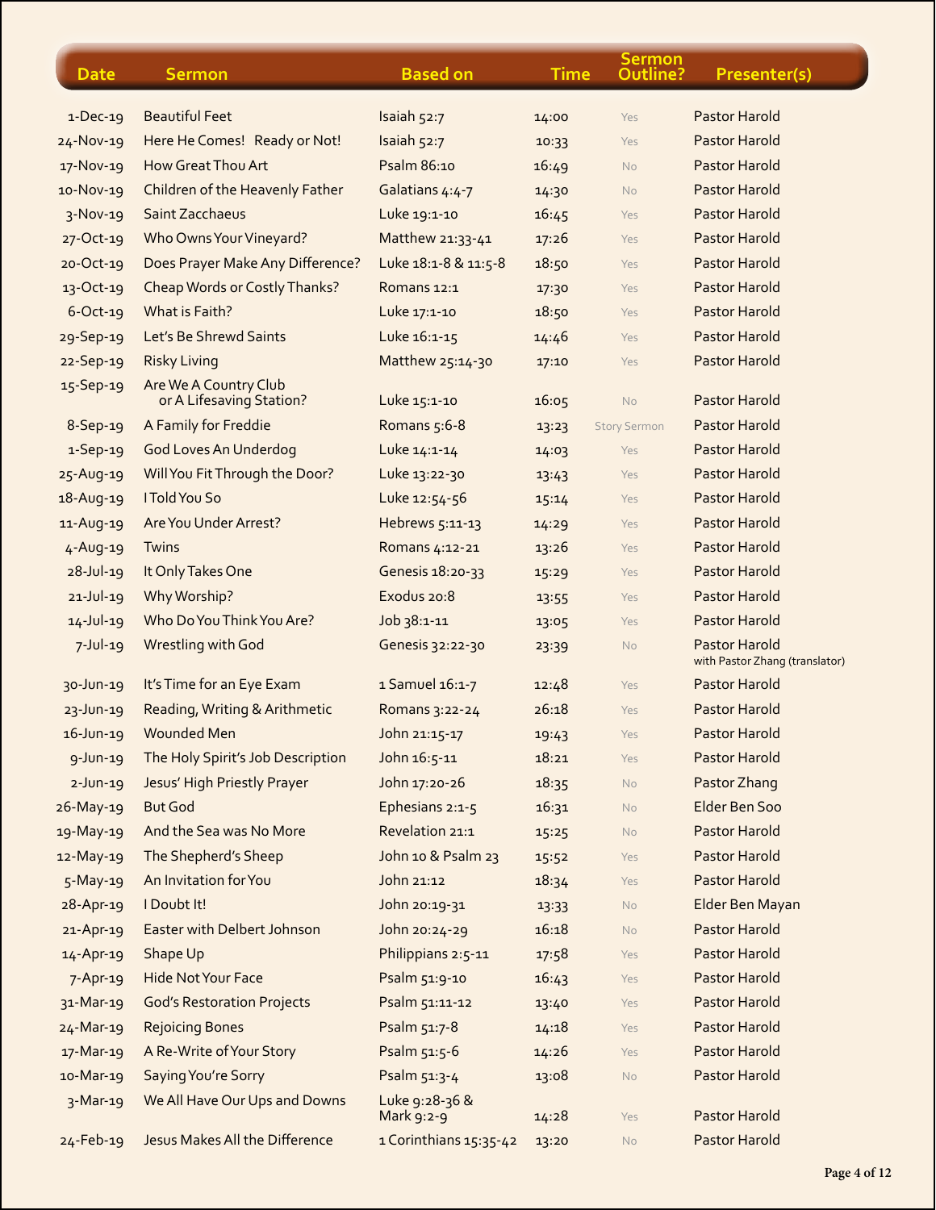| Date | Sermon | Based on | Time | Sermon Outline? | Presenter(s) |
|---|---|---|---|---|---|
| 1-Dec-19 | Beautiful Feet | Isaiah 52:7 | 14:00 | Yes | Pastor Harold |
| 24-Nov-19 | Here He Comes!   Ready or Not! | Isaiah 52:7 | 10:33 | Yes | Pastor Harold |
| 17-Nov-19 | How Great Thou Art | Psalm 86:10 | 16:49 | No | Pastor Harold |
| 10-Nov-19 | Children of the Heavenly Father | Galatians 4:4-7 | 14:30 | No | Pastor Harold |
| 3-Nov-19 | Saint Zacchaeus | Luke 19:1-10 | 16:45 | Yes | Pastor Harold |
| 27-Oct-19 | Who Owns Your Vineyard? | Matthew 21:33-41 | 17:26 | Yes | Pastor Harold |
| 20-Oct-19 | Does Prayer Make Any Difference? | Luke 18:1-8 & 11:5-8 | 18:50 | Yes | Pastor Harold |
| 13-Oct-19 | Cheap Words or Costly Thanks? | Romans 12:1 | 17:30 | Yes | Pastor Harold |
| 6-Oct-19 | What is Faith? | Luke 17:1-10 | 18:50 | Yes | Pastor Harold |
| 29-Sep-19 | Let's Be Shrewd Saints | Luke 16:1-15 | 14:46 | Yes | Pastor Harold |
| 22-Sep-19 | Risky Living | Matthew 25:14-30 | 17:10 | Yes | Pastor Harold |
| 15-Sep-19 | Are We A Country Club or A Lifesaving Station? | Luke 15:1-10 | 16:05 | No | Pastor Harold |
| 8-Sep-19 | A Family for Freddie | Romans 5:6-8 | 13:23 | Story Sermon | Pastor Harold |
| 1-Sep-19 | God Loves An Underdog | Luke 14:1-14 | 14:03 | Yes | Pastor Harold |
| 25-Aug-19 | Will You Fit Through the Door? | Luke 13:22-30 | 13:43 | Yes | Pastor Harold |
| 18-Aug-19 | I Told You So | Luke 12:54-56 | 15:14 | Yes | Pastor Harold |
| 11-Aug-19 | Are You Under Arrest? | Hebrews 5:11-13 | 14:29 | Yes | Pastor Harold |
| 4-Aug-19 | Twins | Romans 4:12-21 | 13:26 | Yes | Pastor Harold |
| 28-Jul-19 | It Only Takes One | Genesis 18:20-33 | 15:29 | Yes | Pastor Harold |
| 21-Jul-19 | Why Worship? | Exodus 20:8 | 13:55 | Yes | Pastor Harold |
| 14-Jul-19 | Who Do You Think You Are? | Job 38:1-11 | 13:05 | Yes | Pastor Harold |
| 7-Jul-19 | Wrestling with God | Genesis 32:22-30 | 23:39 | No | Pastor Harold with Pastor Zhang (translator) |
| 30-Jun-19 | It's Time for an Eye Exam | 1 Samuel 16:1-7 | 12:48 | Yes | Pastor Harold |
| 23-Jun-19 | Reading, Writing & Arithmetic | Romans 3:22-24 | 26:18 | Yes | Pastor Harold |
| 16-Jun-19 | Wounded Men | John 21:15-17 | 19:43 | Yes | Pastor Harold |
| 9-Jun-19 | The Holy Spirit's Job Description | John 16:5-11 | 18:21 | Yes | Pastor Harold |
| 2-Jun-19 | Jesus' High Priestly Prayer | John 17:20-26 | 18:35 | No | Pastor Zhang |
| 26-May-19 | But God | Ephesians 2:1-5 | 16:31 | No | Elder Ben Soo |
| 19-May-19 | And the Sea was No More | Revelation 21:1 | 15:25 | No | Pastor Harold |
| 12-May-19 | The Shepherd's Sheep | John 10 & Psalm 23 | 15:52 | Yes | Pastor Harold |
| 5-May-19 | An Invitation for You | John 21:12 | 18:34 | Yes | Pastor Harold |
| 28-Apr-19 | I Doubt It! | John 20:19-31 | 13:33 | No | Elder Ben Mayan |
| 21-Apr-19 | Easter with Delbert Johnson | John 20:24-29 | 16:18 | No | Pastor Harold |
| 14-Apr-19 | Shape Up | Philippians 2:5-11 | 17:58 | Yes | Pastor Harold |
| 7-Apr-19 | Hide Not Your Face | Psalm 51:9-10 | 16:43 | Yes | Pastor Harold |
| 31-Mar-19 | God's Restoration Projects | Psalm 51:11-12 | 13:40 | Yes | Pastor Harold |
| 24-Mar-19 | Rejoicing Bones | Psalm 51:7-8 | 14:18 | Yes | Pastor Harold |
| 17-Mar-19 | A Re-Write of Your Story | Psalm 51:5-6 | 14:26 | Yes | Pastor Harold |
| 10-Mar-19 | Saying You're Sorry | Psalm 51:3-4 | 13:08 | No | Pastor Harold |
| 3-Mar-19 | We All Have Our Ups and Downs | Luke 9:28-36 & Mark 9:2-9 | 14:28 | Yes | Pastor Harold |
| 24-Feb-19 | Jesus Makes All the Difference | 1 Corinthians 15:35-42 | 13:20 | No | Pastor Harold |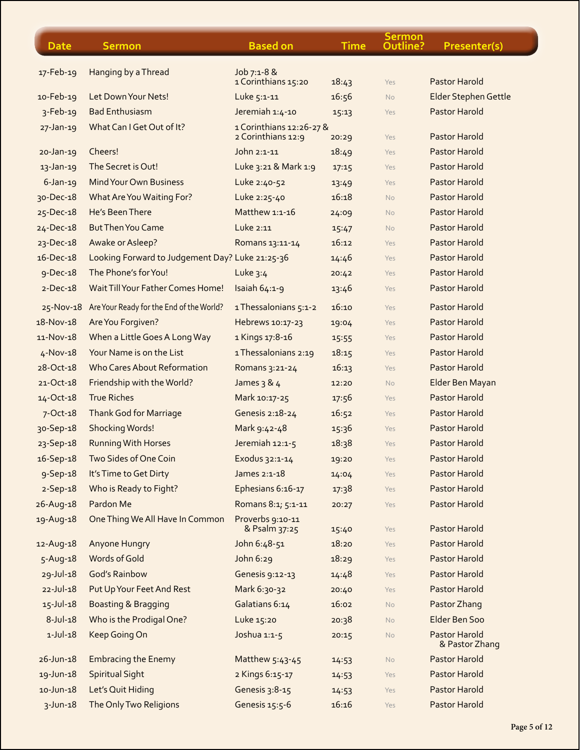| Date | Sermon | Based on | Time | Sermon Outline? | Presenter(s) |
|---|---|---|---|---|---|
| 17-Feb-19 | Hanging by a Thread | Job 7:1-8 & 1 Corinthians 15:20 | 18:43 | Yes | Pastor Harold |
| 10-Feb-19 | Let Down Your Nets! | Luke 5:1-11 | 16:56 | No | Elder Stephen Gettle |
| 3-Feb-19 | Bad Enthusiasm | Jeremiah 1:4-10 | 15:13 | Yes | Pastor Harold |
| 27-Jan-19 | What Can I Get Out of It? | 1 Corinthians 12:26-27 & 2 Corinthians 12:9 | 20:29 | Yes | Pastor Harold |
| 20-Jan-19 | Cheers! | John 2:1-11 | 18:49 | Yes | Pastor Harold |
| 13-Jan-19 | The Secret is Out! | Luke 3:21 & Mark 1:9 | 17:15 | Yes | Pastor Harold |
| 6-Jan-19 | Mind Your Own Business | Luke 2:40-52 | 13:49 | Yes | Pastor Harold |
| 30-Dec-18 | What Are You Waiting For? | Luke 2:25-40 | 16:18 | No | Pastor Harold |
| 25-Dec-18 | He's Been There | Matthew 1:1-16 | 24:09 | No | Pastor Harold |
| 24-Dec-18 | But Then You Came | Luke 2:11 | 15:47 | No | Pastor Harold |
| 23-Dec-18 | Awake or Asleep? | Romans 13:11-14 | 16:12 | Yes | Pastor Harold |
| 16-Dec-18 | Looking Forward to Judgement Day? | Luke 21:25-36 | 14:46 | Yes | Pastor Harold |
| 9-Dec-18 | The Phone's for You! | Luke 3:4 | 20:42 | Yes | Pastor Harold |
| 2-Dec-18 | Wait Till Your Father Comes Home! | Isaiah 64:1-9 | 13:46 | Yes | Pastor Harold |
| 25-Nov-18 | Are Your Ready for the End of the World? | 1 Thessalonians 5:1-2 | 16:10 | Yes | Pastor Harold |
| 18-Nov-18 | Are You Forgiven? | Hebrews 10:17-23 | 19:04 | Yes | Pastor Harold |
| 11-Nov-18 | When a Little Goes A Long Way | 1 Kings 17:8-16 | 15:55 | Yes | Pastor Harold |
| 4-Nov-18 | Your Name is on the List | 1 Thessalonians 2:19 | 18:15 | Yes | Pastor Harold |
| 28-Oct-18 | Who Cares About Reformation | Romans 3:21-24 | 16:13 | Yes | Pastor Harold |
| 21-Oct-18 | Friendship with the World? | James 3 & 4 | 12:20 | No | Elder Ben Mayan |
| 14-Oct-18 | True Riches | Mark 10:17-25 | 17:56 | Yes | Pastor Harold |
| 7-Oct-18 | Thank God for Marriage | Genesis 2:18-24 | 16:52 | Yes | Pastor Harold |
| 30-Sep-18 | Shocking Words! | Mark 9:42-48 | 15:36 | Yes | Pastor Harold |
| 23-Sep-18 | Running With Horses | Jeremiah 12:1-5 | 18:38 | Yes | Pastor Harold |
| 16-Sep-18 | Two Sides of One Coin | Exodus 32:1-14 | 19:20 | Yes | Pastor Harold |
| 9-Sep-18 | It's Time to Get Dirty | James 2:1-18 | 14:04 | Yes | Pastor Harold |
| 2-Sep-18 | Who is Ready to Fight? | Ephesians 6:16-17 | 17:38 | Yes | Pastor Harold |
| 26-Aug-18 | Pardon Me | Romans 8:1; 5:1-11 | 20:27 | Yes | Pastor Harold |
| 19-Aug-18 | One Thing We All Have In Common | Proverbs 9:10-11 & Psalm 37:25 | 15:40 | Yes | Pastor Harold |
| 12-Aug-18 | Anyone Hungry | John 6:48-51 | 18:20 | Yes | Pastor Harold |
| 5-Aug-18 | Words of Gold | John 6:29 | 18:29 | Yes | Pastor Harold |
| 29-Jul-18 | God's Rainbow | Genesis 9:12-13 | 14:48 | Yes | Pastor Harold |
| 22-Jul-18 | Put Up Your Feet And Rest | Mark 6:30-32 | 20:40 | Yes | Pastor Harold |
| 15-Jul-18 | Boasting & Bragging | Galatians 6:14 | 16:02 | No | Pastor Zhang |
| 8-Jul-18 | Who is the Prodigal One? | Luke 15:20 | 20:38 | No | Elder Ben Soo |
| 1-Jul-18 | Keep Going On | Joshua 1:1-5 | 20:15 | No | Pastor Harold & Pastor Zhang |
| 26-Jun-18 | Embracing the Enemy | Matthew 5:43-45 | 14:53 | No | Pastor Harold |
| 19-Jun-18 | Spiritual Sight | 2 Kings 6:15-17 | 14:53 | Yes | Pastor Harold |
| 10-Jun-18 | Let's Quit Hiding | Genesis 3:8-15 | 14:53 | Yes | Pastor Harold |
| 3-Jun-18 | The Only Two Religions | Genesis 15:5-6 | 16:16 | Yes | Pastor Harold |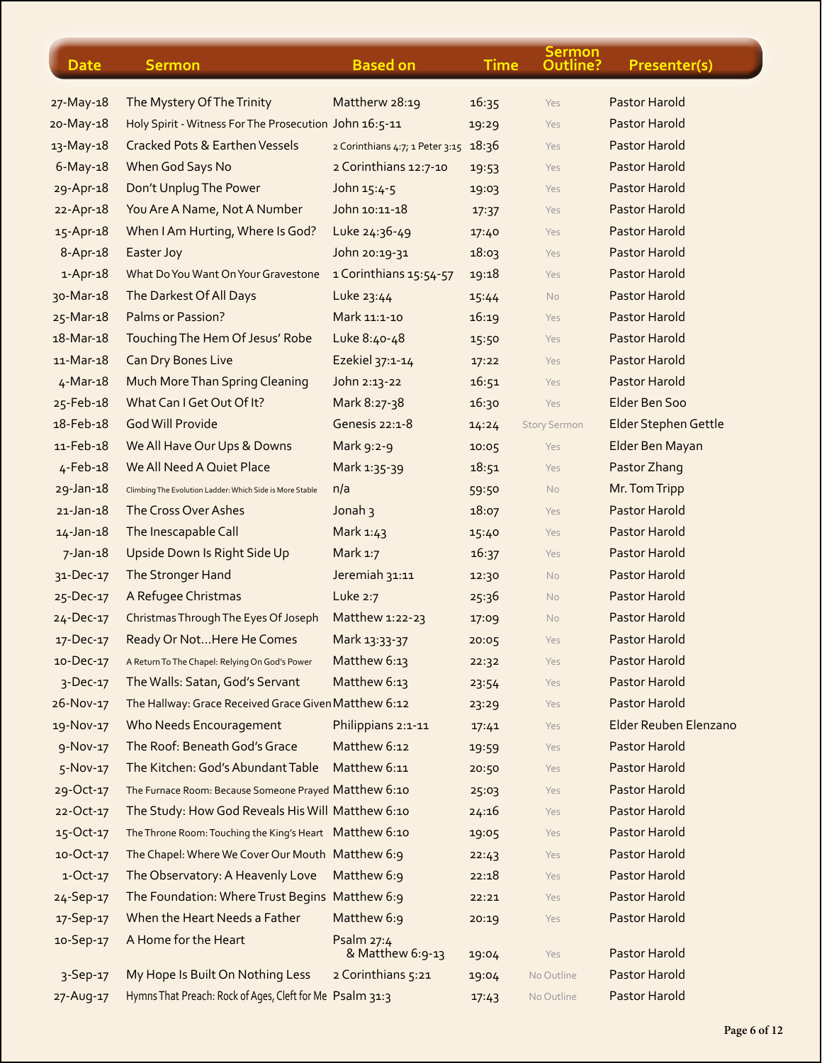| Date | Sermon | Based on | Time | Sermon Outline? | Presenter(s) |
|---|---|---|---|---|---|
| 27-May-18 | The Mystery Of The Trinity | Matherw 28:19 | 16:35 | Yes | Pastor Harold |
| 20-May-18 | Holy Spirit - Witness For The Prosecution | John 16:5-11 | 19:29 | Yes | Pastor Harold |
| 13-May-18 | Cracked Pots & Earthen Vessels | 2 Corinthians 4:7; 1 Peter 3:15 | 18:36 | Yes | Pastor Harold |
| 6-May-18 | When God Says No | 2 Corinthians 12:7-10 | 19:53 | Yes | Pastor Harold |
| 29-Apr-18 | Don't Unplug The Power | John 15:4-5 | 19:03 | Yes | Pastor Harold |
| 22-Apr-18 | You Are A Name, Not A Number | John 10:11-18 | 17:37 | Yes | Pastor Harold |
| 15-Apr-18 | When I Am Hurting, Where Is God? | Luke 24:36-49 | 17:40 | Yes | Pastor Harold |
| 8-Apr-18 | Easter Joy | John 20:19-31 | 18:03 | Yes | Pastor Harold |
| 1-Apr-18 | What Do You Want On Your Gravestone | 1 Corinthians 15:54-57 | 19:18 | Yes | Pastor Harold |
| 30-Mar-18 | The Darkest Of All Days | Luke 23:44 | 15:44 | No | Pastor Harold |
| 25-Mar-18 | Palms or Passion? | Mark 11:1-10 | 16:19 | Yes | Pastor Harold |
| 18-Mar-18 | Touching The Hem Of Jesus' Robe | Luke 8:40-48 | 15:50 | Yes | Pastor Harold |
| 11-Mar-18 | Can Dry Bones Live | Ezekiel 37:1-14 | 17:22 | Yes | Pastor Harold |
| 4-Mar-18 | Much More Than Spring Cleaning | John 2:13-22 | 16:51 | Yes | Pastor Harold |
| 25-Feb-18 | What Can I Get Out Of It? | Mark 8:27-38 | 16:30 | Yes | Elder Ben Soo |
| 18-Feb-18 | God Will Provide | Genesis 22:1-8 | 14:24 | Story Sermon | Elder Stephen Gettle |
| 11-Feb-18 | We All Have Our Ups & Downs | Mark 9:2-9 | 10:05 | Yes | Elder Ben Mayan |
| 4-Feb-18 | We All Need A Quiet Place | Mark 1:35-39 | 18:51 | Yes | Pastor Zhang |
| 29-Jan-18 | Climbing The Evolution Ladder: Which Side is More Stable | n/a | 59:50 | No | Mr. Tom Tripp |
| 21-Jan-18 | The Cross Over Ashes | Jonah 3 | 18:07 | Yes | Pastor Harold |
| 14-Jan-18 | The Inescapable Call | Mark 1:43 | 15:40 | Yes | Pastor Harold |
| 7-Jan-18 | Upside Down Is Right Side Up | Mark 1:7 | 16:37 | Yes | Pastor Harold |
| 31-Dec-17 | The Stronger Hand | Jeremiah 31:11 | 12:30 | No | Pastor Harold |
| 25-Dec-17 | A Refugee Christmas | Luke 2:7 | 25:36 | No | Pastor Harold |
| 24-Dec-17 | Christmas Through The Eyes Of Joseph | Matthew 1:22-23 | 17:09 | No | Pastor Harold |
| 17-Dec-17 | Ready Or Not...Here He Comes | Mark 13:33-37 | 20:05 | Yes | Pastor Harold |
| 10-Dec-17 | A Return To The Chapel: Relying On God's Power | Matthew 6:13 | 22:32 | Yes | Pastor Harold |
| 3-Dec-17 | The Walls: Satan, God's Servant | Matthew 6:13 | 23:54 | Yes | Pastor Harold |
| 26-Nov-17 | The Hallway: Grace Received Grace Given | Matthew 6:12 | 23:29 | Yes | Pastor Harold |
| 19-Nov-17 | Who Needs Encouragement | Philippians 2:1-11 | 17:41 | Yes | Elder Reuben Elenzano |
| 9-Nov-17 | The Roof: Beneath God's Grace | Matthew 6:12 | 19:59 | Yes | Pastor Harold |
| 5-Nov-17 | The Kitchen: God's Abundant Table | Matthew 6:11 | 20:50 | Yes | Pastor Harold |
| 29-Oct-17 | The Furnace Room: Because Someone Prayed | Matthew 6:10 | 25:03 | Yes | Pastor Harold |
| 22-Oct-17 | The Study: How God Reveals His Will | Matthew 6:10 | 24:16 | Yes | Pastor Harold |
| 15-Oct-17 | The Throne Room: Touching the King's Heart | Matthew 6:10 | 19:05 | Yes | Pastor Harold |
| 10-Oct-17 | The Chapel: Where We Cover Our Mouth | Matthew 6:9 | 22:43 | Yes | Pastor Harold |
| 1-Oct-17 | The Observatory: A Heavenly Love | Matthew 6:9 | 22:18 | Yes | Pastor Harold |
| 24-Sep-17 | The Foundation: Where Trust Begins | Matthew 6:9 | 22:21 | Yes | Pastor Harold |
| 17-Sep-17 | When the Heart Needs a Father | Matthew 6:9 | 20:19 | Yes | Pastor Harold |
| 10-Sep-17 | A Home for the Heart | Psalm 27:4 & Matthew 6:9-13 | 19:04 | Yes | Pastor Harold |
| 3-Sep-17 | My Hope Is Built On Nothing Less | 2 Corinthians 5:21 | 19:04 | No Outline | Pastor Harold |
| 27-Aug-17 | Hymns That Preach: Rock of Ages, Cleft for Me | Psalm 31:3 | 17:43 | No Outline | Pastor Harold |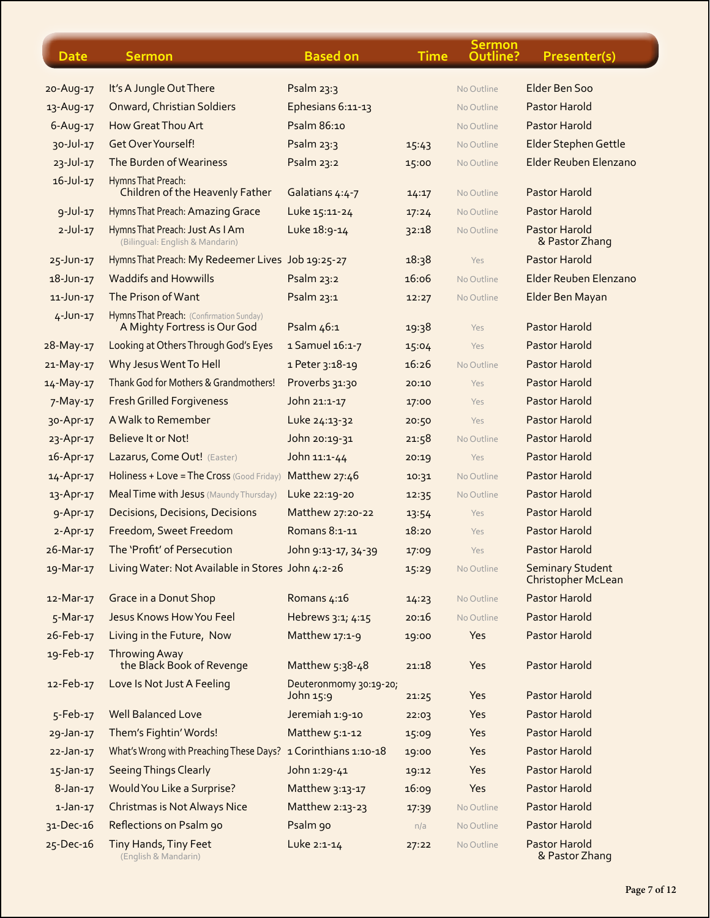| Date | Sermon | Based on | Time | Sermon Outline? | Presenter(s) |
|---|---|---|---|---|---|
| 20-Aug-17 | It's A Jungle Out There | Psalm 23:3 | | No Outline | Elder Ben Soo |
| 13-Aug-17 | Onward, Christian Soldiers | Ephesians 6:11-13 | | No Outline | Pastor Harold |
| 6-Aug-17 | How Great Thou Art | Psalm 86:10 | | No Outline | Pastor Harold |
| 30-Jul-17 | Get Over Yourself! | Psalm 23:3 | 15:43 | No Outline | Elder Stephen Gettle |
| 23-Jul-17 | The Burden of Weariness | Psalm 23:2 | 15:00 | No Outline | Elder Reuben Elenzano |
| 16-Jul-17 | Hymns That Preach: Children of the Heavenly Father | Galatians 4:4-7 | 14:17 | No Outline | Pastor Harold |
| 9-Jul-17 | Hymns That Preach: Amazing Grace | Luke 15:11-24 | 17:24 | No Outline | Pastor Harold |
| 2-Jul-17 | Hymns That Preach: Just As I Am (Bilingual: English & Mandarin) | Luke 18:9-14 | 32:18 | No Outline | Pastor Harold & Pastor Zhang |
| 25-Jun-17 | Hymns That Preach: My Redeemer Lives | Job 19:25-27 | 18:38 | Yes | Pastor Harold |
| 18-Jun-17 | Waddifs and Howwills | Psalm 23:2 | 16:06 | No Outline | Elder Reuben Elenzano |
| 11-Jun-17 | The Prison of Want | Psalm 23:1 | 12:27 | No Outline | Elder Ben Mayan |
| 4-Jun-17 | Hymns That Preach: (Confirmation Sunday) A Mighty Fortress is Our God | Psalm 46:1 | 19:38 | Yes | Pastor Harold |
| 28-May-17 | Looking at Others Through God's Eyes | 1 Samuel 16:1-7 | 15:04 | Yes | Pastor Harold |
| 21-May-17 | Why Jesus Went To Hell | 1 Peter 3:18-19 | 16:26 | No Outline | Pastor Harold |
| 14-May-17 | Thank God for Mothers & Grandmothers! | Proverbs 31:30 | 20:10 | Yes | Pastor Harold |
| 7-May-17 | Fresh Grilled Forgiveness | John 21:1-17 | 17:00 | Yes | Pastor Harold |
| 30-Apr-17 | A Walk to Remember | Luke 24:13-32 | 20:50 | Yes | Pastor Harold |
| 23-Apr-17 | Believe It or Not! | John 20:19-31 | 21:58 | No Outline | Pastor Harold |
| 16-Apr-17 | Lazarus, Come Out! (Easter) | John 11:1-44 | 20:19 | Yes | Pastor Harold |
| 14-Apr-17 | Holiness + Love = The Cross (Good Friday) | Matthew 27:46 | 10:31 | No Outline | Pastor Harold |
| 13-Apr-17 | Meal Time with Jesus (Maundy Thursday) | Luke 22:19-20 | 12:35 | No Outline | Pastor Harold |
| 9-Apr-17 | Decisions, Decisions, Decisions | Matthew 27:20-22 | 13:54 | Yes | Pastor Harold |
| 2-Apr-17 | Freedom, Sweet Freedom | Romans 8:1-11 | 18:20 | Yes | Pastor Harold |
| 26-Mar-17 | The 'Profit' of Persecution | John 9:13-17, 34-39 | 17:09 | Yes | Pastor Harold |
| 19-Mar-17 | Living Water: Not Available in Stores | John 4:2-26 | 15:29 | No Outline | Seminary Student Christopher McLean |
| 12-Mar-17 | Grace in a Donut Shop | Romans 4:16 | 14:23 | No Outline | Pastor Harold |
| 5-Mar-17 | Jesus Knows How You Feel | Hebrews 3:1; 4:15 | 20:16 | No Outline | Pastor Harold |
| 26-Feb-17 | Living in the Future, Now | Matthew 17:1-9 | 19:00 | Yes | Pastor Harold |
| 19-Feb-17 | Throwing Away the Black Book of Revenge | Matthew 5:38-48 | 21:18 | Yes | Pastor Harold |
| 12-Feb-17 | Love Is Not Just A Feeling | Deuteronmomy 30:19-20; John 15:9 | 21:25 | Yes | Pastor Harold |
| 5-Feb-17 | Well Balanced Love | Jeremiah 1:9-10 | 22:03 | Yes | Pastor Harold |
| 29-Jan-17 | Them's Fightin' Words! | Matthew 5:1-12 | 15:09 | Yes | Pastor Harold |
| 22-Jan-17 | What's Wrong with Preaching These Days? | 1 Corinthians 1:10-18 | 19:00 | Yes | Pastor Harold |
| 15-Jan-17 | Seeing Things Clearly | John 1:29-41 | 19:12 | Yes | Pastor Harold |
| 8-Jan-17 | Would You Like a Surprise? | Matthew 3:13-17 | 16:09 | Yes | Pastor Harold |
| 1-Jan-17 | Christmas is Not Always Nice | Matthew 2:13-23 | 17:39 | No Outline | Pastor Harold |
| 31-Dec-16 | Reflections on Psalm 90 | Psalm 90 | n/a | No Outline | Pastor Harold |
| 25-Dec-16 | Tiny Hands, Tiny Feet (English & Mandarin) | Luke 2:1-14 | 27:22 | No Outline | Pastor Harold & Pastor Zhang |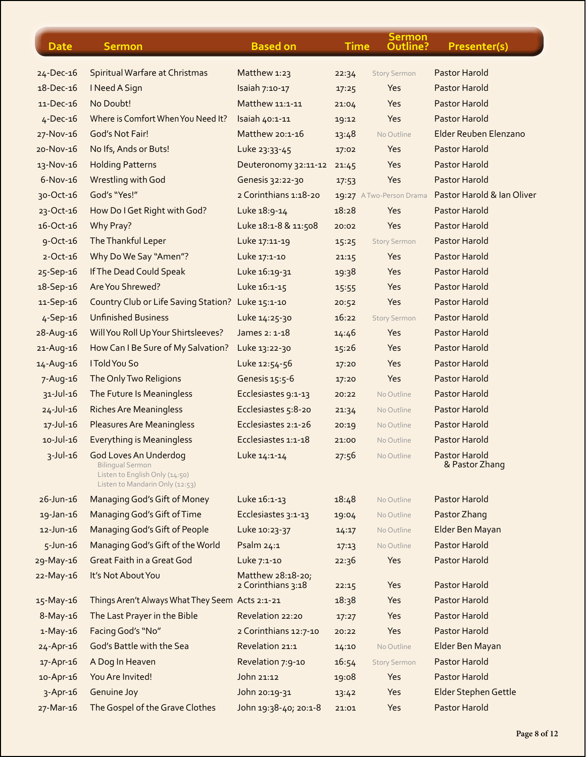| Date | Sermon | Based on | Time | Sermon Outline? | Presenter(s) |
|---|---|---|---|---|---|
| 24-Dec-16 | Spiritual Warfare at Christmas | Matthew 1:23 | 22:34 | Story Sermon | Pastor Harold |
| 18-Dec-16 | I Need A Sign | Isaiah 7:10-17 | 17:25 | Yes | Pastor Harold |
| 11-Dec-16 | No Doubt! | Matthew 11:1-11 | 21:04 | Yes | Pastor Harold |
| 4-Dec-16 | Where is Comfort When You Need It? | Isaiah 40:1-11 | 19:12 | Yes | Pastor Harold |
| 27-Nov-16 | God's Not Fair! | Matthew 20:1-16 | 13:48 | No Outline | Elder Reuben Elenzano |
| 20-Nov-16 | No Ifs, Ands or Buts! | Luke 23:33-45 | 17:02 | Yes | Pastor Harold |
| 13-Nov-16 | Holding Patterns | Deuteronomy 32:11-12 | 21:45 | Yes | Pastor Harold |
| 6-Nov-16 | Wrestling with God | Genesis 32:22-30 | 17:53 | Yes | Pastor Harold |
| 30-Oct-16 | God's "Yes!" | 2 Corinthians 1:18-20 | 19:27 | A Two-Person Drama | Pastor Harold & Ian Oliver |
| 23-Oct-16 | How Do I Get Right with God? | Luke 18:9-14 | 18:28 | Yes | Pastor Harold |
| 16-Oct-16 | Why Pray? | Luke 18:1-8 & 11:508 | 20:02 | Yes | Pastor Harold |
| 9-Oct-16 | The Thankful Leper | Luke 17:11-19 | 15:25 | Story Sermon | Pastor Harold |
| 2-Oct-16 | Why Do We Say "Amen"? | Luke 17:1-10 | 21:15 | Yes | Pastor Harold |
| 25-Sep-16 | If The Dead Could Speak | Luke 16:19-31 | 19:38 | Yes | Pastor Harold |
| 18-Sep-16 | Are You Shrewed? | Luke 16:1-15 | 15:55 | Yes | Pastor Harold |
| 11-Sep-16 | Country Club or Life Saving Station? | Luke 15:1-10 | 20:52 | Yes | Pastor Harold |
| 4-Sep-16 | Unfinished Business | Luke 14:25-30 | 16:22 | Story Sermon | Pastor Harold |
| 28-Aug-16 | Will You Roll Up Your Shirtsleeves? | James 2: 1-18 | 14:46 | Yes | Pastor Harold |
| 21-Aug-16 | How Can I Be Sure of My Salvation? | Luke 13:22-30 | 15:26 | Yes | Pastor Harold |
| 14-Aug-16 | I Told You So | Luke 12:54-56 | 17:20 | Yes | Pastor Harold |
| 7-Aug-16 | The Only Two Religions | Genesis 15:5-6 | 17:20 | Yes | Pastor Harold |
| 31-Jul-16 | The Future Is Meaningless | Ecclesiastes 9:1-13 | 20:22 | No Outline | Pastor Harold |
| 24-Jul-16 | Riches Are Meaningless | Ecclesiastes 5:8-20 | 21:34 | No Outline | Pastor Harold |
| 17-Jul-16 | Pleasures Are Meaningless | Ecclesiastes 2:1-26 | 20:19 | No Outline | Pastor Harold |
| 10-Jul-16 | Everything is Meaningless | Ecclesiastes 1:1-18 | 21:00 | No Outline | Pastor Harold |
| 3-Jul-16 | God Loves An Underdog<br>Bilingual Sermon<br>Listen to English Only (14:50)<br>Listen to Mandarin Only (12:53) | Luke 14:1-14 | 27:56 | No Outline | Pastor Harold & Pastor Zhang |
| 26-Jun-16 | Managing God's Gift of Money | Luke 16:1-13 | 18:48 | No Outline | Pastor Harold |
| 19-Jan-16 | Managing God's Gift of Time | Ecclesiastes 3:1-13 | 19:04 | No Outline | Pastor Zhang |
| 12-Jun-16 | Managing God's Gift of People | Luke 10:23-37 | 14:17 | No Outline | Elder Ben Mayan |
| 5-Jun-16 | Managing God's Gift of the World | Psalm 24:1 | 17:13 | No Outline | Pastor Harold |
| 29-May-16 | Great Faith in a Great God | Luke 7:1-10 | 22:36 | Yes | Pastor Harold |
| 22-May-16 | It's Not About You | Matthew 28:18-20; 2 Corinthians 3:18 | 22:15 | Yes | Pastor Harold |
| 15-May-16 | Things Aren't Always What They Seem | Acts 2:1-21 | 18:38 | Yes | Pastor Harold |
| 8-May-16 | The Last Prayer in the Bible | Revelation 22:20 | 17:27 | Yes | Pastor Harold |
| 1-May-16 | Facing God's "No" | 2 Corinthians 12:7-10 | 20:22 | Yes | Pastor Harold |
| 24-Apr-16 | God's Battle with the Sea | Revelation 21:1 | 14:10 | No Outline | Elder Ben Mayan |
| 17-Apr-16 | A Dog In Heaven | Revelation 7:9-10 | 16:54 | Story Sermon | Pastor Harold |
| 10-Apr-16 | You Are Invited! | John 21:12 | 19:08 | Yes | Pastor Harold |
| 3-Apr-16 | Genuine Joy | John 20:19-31 | 13:42 | Yes | Elder Stephen Gettle |
| 27-Mar-16 | The Gospel of the Grave Clothes | John 19:38-40; 20:1-8 | 21:01 | Yes | Pastor Harold |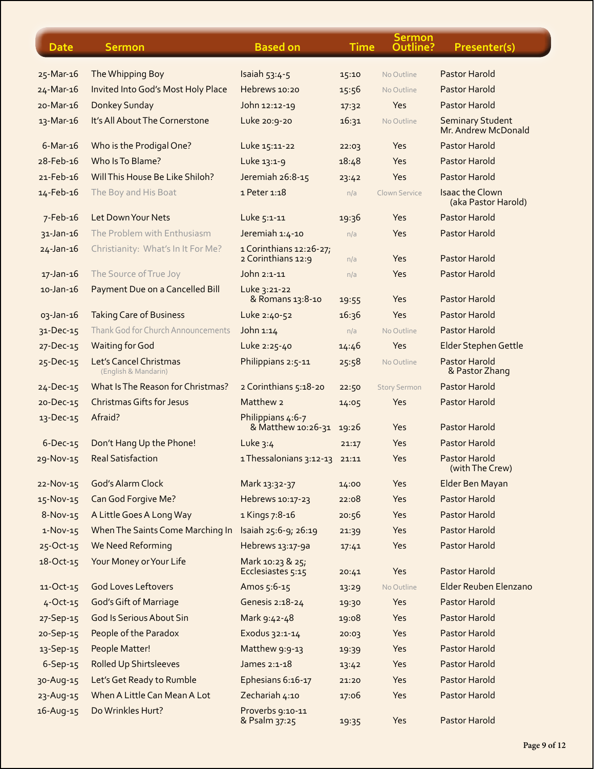| Date | Sermon | Based on | Time | Sermon Outline? | Presenter(s) |
|---|---|---|---|---|---|
| 25-Mar-16 | The Whipping Boy | Isaiah 53:4-5 | 15:10 | No Outline | Pastor Harold |
| 24-Mar-16 | Invited Into God's Most Holy Place | Hebrews 10:20 | 15:56 | No Outline | Pastor Harold |
| 20-Mar-16 | Donkey Sunday | John 12:12-19 | 17:32 | Yes | Pastor Harold |
| 13-Mar-16 | It's All About The Cornerstone | Luke 20:9-20 | 16:31 | No Outline | Seminary Student Mr. Andrew McDonald |
| 6-Mar-16 | Who is the Prodigal One? | Luke 15:11-22 | 22:03 | Yes | Pastor Harold |
| 28-Feb-16 | Who Is To Blame? | Luke 13:1-9 | 18:48 | Yes | Pastor Harold |
| 21-Feb-16 | Will This House Be Like Shiloh? | Jeremiah 26:8-15 | 23:42 | Yes | Pastor Harold |
| 14-Feb-16 | The Boy and His Boat | 1 Peter 1:18 | n/a | Clown Service | Isaac the Clown (aka Pastor Harold) |
| 7-Feb-16 | Let Down Your Nets | Luke 5:1-11 | 19:36 | Yes | Pastor Harold |
| 31-Jan-16 | The Problem with Enthusiasm | Jeremiah 1:4-10 | n/a | Yes | Pastor Harold |
| 24-Jan-16 | Christianity: What's In It For Me? | 1 Corinthians 12:26-27; 2 Corinthians 12:9 | n/a | Yes | Pastor Harold |
| 17-Jan-16 | The Source of True Joy | John 2:1-11 | n/a | Yes | Pastor Harold |
| 10-Jan-16 | Payment Due on a Cancelled Bill | Luke 3:21-22 & Romans 13:8-10 | 19:55 | Yes | Pastor Harold |
| 03-Jan-16 | Taking Care of Business | Luke 2:40-52 | 16:36 | Yes | Pastor Harold |
| 31-Dec-15 | Thank God for Church Announcements | John 1:14 | n/a | No Outline | Pastor Harold |
| 27-Dec-15 | Waiting for God | Luke 2:25-40 | 14:46 | Yes | Elder Stephen Gettle |
| 25-Dec-15 | Let's Cancel Christmas (English & Mandarin) | Philippians 2:5-11 | 25:58 | No Outline | Pastor Harold & Pastor Zhang |
| 24-Dec-15 | What Is The Reason for Christmas? | 2 Corinthians 5:18-20 | 22:50 | Story Sermon | Pastor Harold |
| 20-Dec-15 | Christmas Gifts for Jesus | Matthew 2 | 14:05 | Yes | Pastor Harold |
| 13-Dec-15 | Afraid? | Philippians 4:6-7 & Matthew 10:26-31 | 19:26 | Yes | Pastor Harold |
| 6-Dec-15 | Don't Hang Up the Phone! | Luke 3:4 | 21:17 | Yes | Pastor Harold |
| 29-Nov-15 | Real Satisfaction | 1 Thessalonians 3:12-13 | 21:11 | Yes | Pastor Harold (with The Crew) |
| 22-Nov-15 | God's Alarm Clock | Mark 13:32-37 | 14:00 | Yes | Elder Ben Mayan |
| 15-Nov-15 | Can God Forgive Me? | Hebrews 10:17-23 | 22:08 | Yes | Pastor Harold |
| 8-Nov-15 | A Little Goes A Long Way | 1 Kings 7:8-16 | 20:56 | Yes | Pastor Harold |
| 1-Nov-15 | When The Saints Come Marching In | Isaiah 25:6-9; 26:19 | 21:39 | Yes | Pastor Harold |
| 25-Oct-15 | We Need Reforming | Hebrews 13:17-9a | 17:41 | Yes | Pastor Harold |
| 18-Oct-15 | Your Money or Your Life | Mark 10:23 & 25; Ecclesiastes 5:15 | 20:41 | Yes | Pastor Harold |
| 11-Oct-15 | God Loves Leftovers | Amos 5:6-15 | 13:29 | No Outline | Elder Reuben Elenzano |
| 4-Oct-15 | God's Gift of Marriage | Genesis 2:18-24 | 19:30 | Yes | Pastor Harold |
| 27-Sep-15 | God Is Serious About Sin | Mark 9:42-48 | 19:08 | Yes | Pastor Harold |
| 20-Sep-15 | People of the Paradox | Exodus 32:1-14 | 20:03 | Yes | Pastor Harold |
| 13-Sep-15 | People Matter! | Matthew 9:9-13 | 19:39 | Yes | Pastor Harold |
| 6-Sep-15 | Rolled Up Shirtsleeves | James 2:1-18 | 13:42 | Yes | Pastor Harold |
| 30-Aug-15 | Let's Get Ready to Rumble | Ephesians 6:16-17 | 21:20 | Yes | Pastor Harold |
| 23-Aug-15 | When A Little Can Mean A Lot | Zechariah 4:10 | 17:06 | Yes | Pastor Harold |
| 16-Aug-15 | Do Wrinkles Hurt? | Proverbs 9:10-11 & Psalm 37:25 | 19:35 | Yes | Pastor Harold |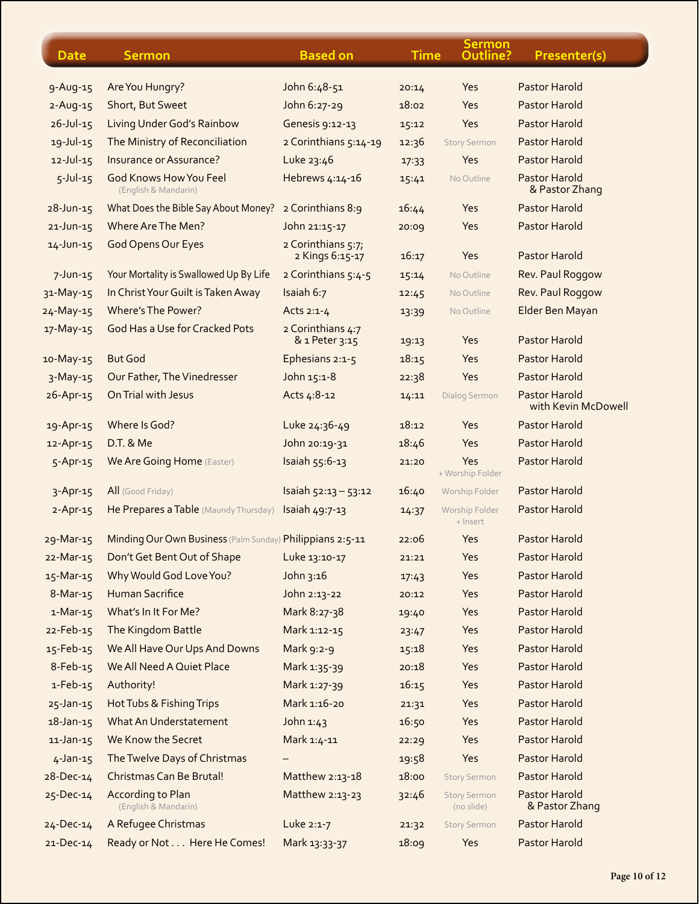| Date | Sermon | Based on | Time | Sermon Outline? | Presenter(s) |
|---|---|---|---|---|---|
| 9-Aug-15 | Are You Hungry? | John 6:48-51 | 20:14 | Yes | Pastor Harold |
| 2-Aug-15 | Short, But Sweet | John 6:27-29 | 18:02 | Yes | Pastor Harold |
| 26-Jul-15 | Living Under God's Rainbow | Genesis 9:12-13 | 15:12 | Yes | Pastor Harold |
| 19-Jul-15 | The Ministry of Reconciliation | 2 Corinthians 5:14-19 | 12:36 | Story Sermon | Pastor Harold |
| 12-Jul-15 | Insurance or Assurance? | Luke 23:46 | 17:33 | Yes | Pastor Harold |
| 5-Jul-15 | God Knows How You Feel (English & Mandarin) | Hebrews 4:14-16 | 15:41 | No Outline | Pastor Harold & Pastor Zhang |
| 28-Jun-15 | What Does the Bible Say About Money? | 2 Corinthians 8:9 | 16:44 | Yes | Pastor Harold |
| 21-Jun-15 | Where Are The Men? | John 21:15-17 | 20:09 | Yes | Pastor Harold |
| 14-Jun-15 | God Opens Our Eyes | 2 Corinthians 5:7; 2 Kings 6:15-17 | 16:17 | Yes | Pastor Harold |
| 7-Jun-15 | Your Mortality is Swallowed Up By Life | 2 Corinthians 5:4-5 | 15:14 | No Outline | Rev. Paul Roggow |
| 31-May-15 | In Christ Your Guilt is Taken Away | Isaiah 6:7 | 12:45 | No Outline | Rev. Paul Roggow |
| 24-May-15 | Where's The Power? | Acts 2:1-4 | 13:39 | No Outline | Elder Ben Mayan |
| 17-May-15 | God Has a Use for Cracked Pots | 2 Corinthians 4:7 & 1 Peter 3:15 | 19:13 | Yes | Pastor Harold |
| 10-May-15 | But God | Ephesians 2:1-5 | 18:15 | Yes | Pastor Harold |
| 3-May-15 | Our Father, The Vinedresser | John 15:1-8 | 22:38 | Yes | Pastor Harold |
| 26-Apr-15 | On Trial with Jesus | Acts 4:8-12 | 14:11 | Dialog Sermon | Pastor Harold with Kevin McDowell |
| 19-Apr-15 | Where Is God? | Luke 24:36-49 | 18:12 | Yes | Pastor Harold |
| 12-Apr-15 | D.T. & Me | John 20:19-31 | 18:46 | Yes | Pastor Harold |
| 5-Apr-15 | We Are Going Home (Easter) | Isaiah 55:6-13 | 21:20 | Yes + Worship Folder | Pastor Harold |
| 3-Apr-15 | All (Good Friday) | Isaiah 52:13 – 53:12 | 16:40 | Worship Folder | Pastor Harold |
| 2-Apr-15 | He Prepares a Table (Maundy Thursday) | Isaiah 49:7-13 | 14:37 | Worship Folder + Insert | Pastor Harold |
| 29-Mar-15 | Minding Our Own Business (Palm Sunday) | Philippians 2:5-11 | 22:06 | Yes | Pastor Harold |
| 22-Mar-15 | Don't Get Bent Out of Shape | Luke 13:10-17 | 21:21 | Yes | Pastor Harold |
| 15-Mar-15 | Why Would God Love You? | John 3:16 | 17:43 | Yes | Pastor Harold |
| 8-Mar-15 | Human Sacrifice | John 2:13-22 | 20:12 | Yes | Pastor Harold |
| 1-Mar-15 | What's In It For Me? | Mark 8:27-38 | 19:40 | Yes | Pastor Harold |
| 22-Feb-15 | The Kingdom Battle | Mark 1:12-15 | 23:47 | Yes | Pastor Harold |
| 15-Feb-15 | We All Have Our Ups And Downs | Mark 9:2-9 | 15:18 | Yes | Pastor Harold |
| 8-Feb-15 | We All Need A Quiet Place | Mark 1:35-39 | 20:18 | Yes | Pastor Harold |
| 1-Feb-15 | Authority! | Mark 1:27-39 | 16:15 | Yes | Pastor Harold |
| 25-Jan-15 | Hot Tubs & Fishing Trips | Mark 1:16-20 | 21:31 | Yes | Pastor Harold |
| 18-Jan-15 | What An Understatement | John 1:43 | 16:50 | Yes | Pastor Harold |
| 11-Jan-15 | We Know the Secret | Mark 1:4-11 | 22:29 | Yes | Pastor Harold |
| 4-Jan-15 | The Twelve Days of Christmas | – | 19:58 | Yes | Pastor Harold |
| 28-Dec-14 | Christmas Can Be Brutal! | Matthew 2:13-18 | 18:00 | Story Sermon | Pastor Harold |
| 25-Dec-14 | According to Plan (English & Mandarin) | Matthew 2:13-23 | 32:46 | Story Sermon (no slide) | Pastor Harold & Pastor Zhang |
| 24-Dec-14 | A Refugee Christmas | Luke 2:1-7 | 21:32 | Story Sermon | Pastor Harold |
| 21-Dec-14 | Ready or Not . . . Here He Comes! | Mark 13:33-37 | 18:09 | Yes | Pastor Harold |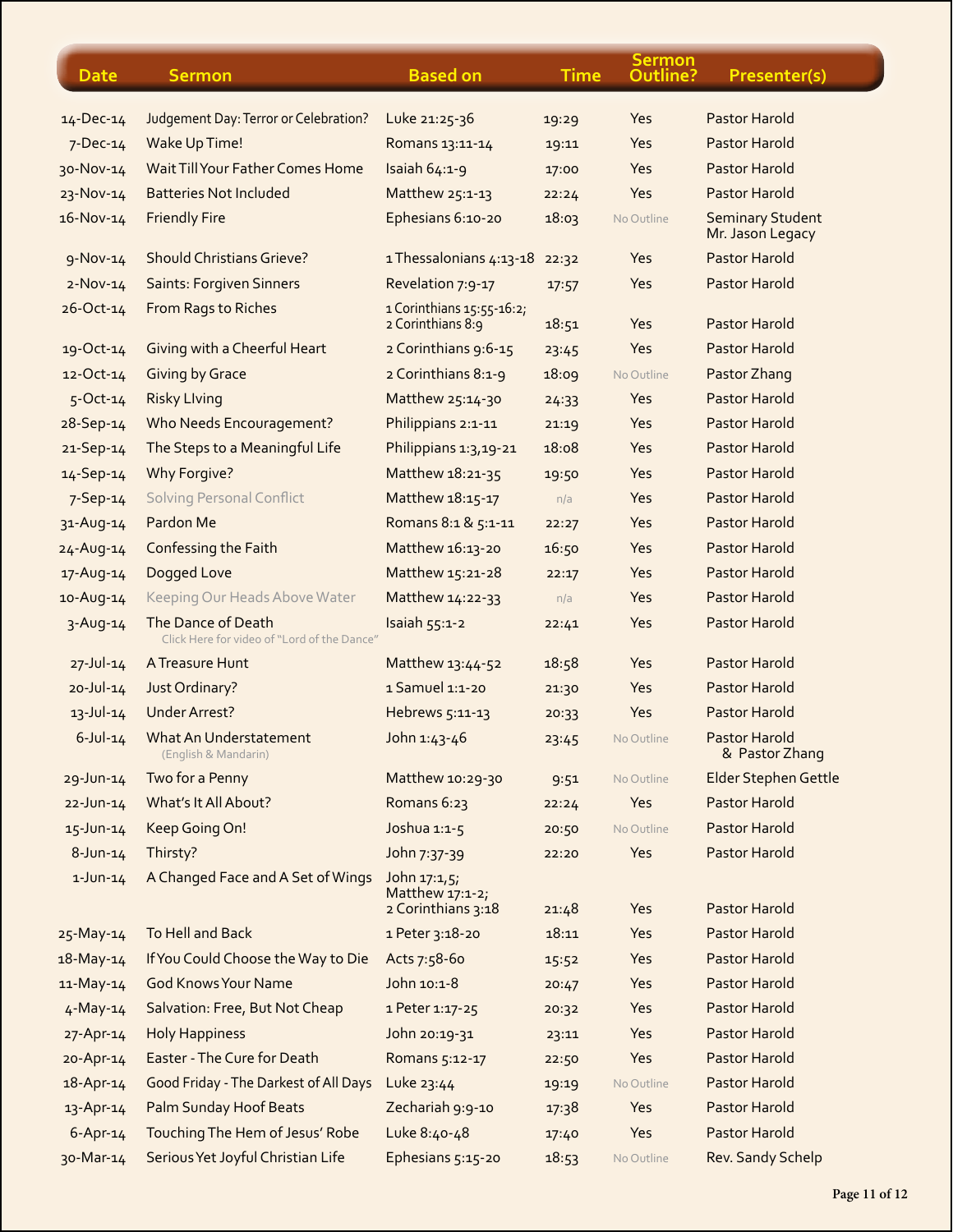| Date | Sermon | Based on | Time | Sermon Outline? | Presenter(s) |
|---|---|---|---|---|---|
| 14-Dec-14 | Judgement Day: Terror or Celebration? | Luke 21:25-36 | 19:29 | Yes | Pastor Harold |
| 7-Dec-14 | Wake Up Time! | Romans 13:11-14 | 19:11 | Yes | Pastor Harold |
| 30-Nov-14 | Wait Till Your Father Comes Home | Isaiah 64:1-9 | 17:00 | Yes | Pastor Harold |
| 23-Nov-14 | Batteries Not Included | Matthew 25:1-13 | 22:24 | Yes | Pastor Harold |
| 16-Nov-14 | Friendly Fire | Ephesians 6:10-20 | 18:03 | No Outline | Seminary Student Mr. Jason Legacy |
| 9-Nov-14 | Should Christians Grieve? | 1 Thessalonians 4:13-18 | 22:32 | Yes | Pastor Harold |
| 2-Nov-14 | Saints: Forgiven Sinners | Revelation 7:9-17 | 17:57 | Yes | Pastor Harold |
| 26-Oct-14 | From Rags to Riches | 1 Corinthians 15:55-16:2; 2 Corinthians 8:9 | 18:51 | Yes | Pastor Harold |
| 19-Oct-14 | Giving with a Cheerful Heart | 2 Corinthians 9:6-15 | 23:45 | Yes | Pastor Harold |
| 12-Oct-14 | Giving by Grace | 2 Corinthians 8:1-9 | 18:09 | No Outline | Pastor Zhang |
| 5-Oct-14 | Risky LIving | Matthew 25:14-30 | 24:33 | Yes | Pastor Harold |
| 28-Sep-14 | Who Needs Encouragement? | Philippians 2:1-11 | 21:19 | Yes | Pastor Harold |
| 21-Sep-14 | The Steps to a Meaningful Life | Philippians 1:3,19-21 | 18:08 | Yes | Pastor Harold |
| 14-Sep-14 | Why Forgive? | Matthew 18:21-35 | 19:50 | Yes | Pastor Harold |
| 7-Sep-14 | Solving Personal Conflict | Matthew 18:15-17 | n/a | Yes | Pastor Harold |
| 31-Aug-14 | Pardon Me | Romans 8:1 & 5:1-11 | 22:27 | Yes | Pastor Harold |
| 24-Aug-14 | Confessing the Faith | Matthew 16:13-20 | 16:50 | Yes | Pastor Harold |
| 17-Aug-14 | Dogged Love | Matthew 15:21-28 | 22:17 | Yes | Pastor Harold |
| 10-Aug-14 | Keeping Our Heads Above Water | Matthew 14:22-33 | n/a | Yes | Pastor Harold |
| 3-Aug-14 | The Dance of Death<br>Click Here for video of "Lord of the Dance" | Isaiah 55:1-2 | 22:41 | Yes | Pastor Harold |
| 27-Jul-14 | A Treasure Hunt | Matthew 13:44-52 | 18:58 | Yes | Pastor Harold |
| 20-Jul-14 | Just Ordinary? | 1 Samuel 1:1-20 | 21:30 | Yes | Pastor Harold |
| 13-Jul-14 | Under Arrest? | Hebrews 5:11-13 | 20:33 | Yes | Pastor Harold |
| 6-Jul-14 | What An Understatement<br>(English & Mandarin) | John 1:43-46 | 23:45 | No Outline | Pastor Harold & Pastor Zhang |
| 29-Jun-14 | Two for a Penny | Matthew 10:29-30 | 9:51 | No Outline | Elder Stephen Gettle |
| 22-Jun-14 | What's It All About? | Romans 6:23 | 22:24 | Yes | Pastor Harold |
| 15-Jun-14 | Keep Going On! | Joshua 1:1-5 | 20:50 | No Outline | Pastor Harold |
| 8-Jun-14 | Thirsty? | John 7:37-39 | 22:20 | Yes | Pastor Harold |
| 1-Jun-14 | A Changed Face and A Set of Wings | John 17:1,5; Matthew 17:1-2; 2 Corinthians 3:18 | 21:48 | Yes | Pastor Harold |
| 25-May-14 | To Hell and Back | 1 Peter 3:18-20 | 18:11 | Yes | Pastor Harold |
| 18-May-14 | If You Could Choose the Way to Die | Acts 7:58-60 | 15:52 | Yes | Pastor Harold |
| 11-May-14 | God Knows Your Name | John 10:1-8 | 20:47 | Yes | Pastor Harold |
| 4-May-14 | Salvation: Free, But Not Cheap | 1 Peter 1:17-25 | 20:32 | Yes | Pastor Harold |
| 27-Apr-14 | Holy Happiness | John 20:19-31 | 23:11 | Yes | Pastor Harold |
| 20-Apr-14 | Easter - The Cure for Death | Romans 5:12-17 | 22:50 | Yes | Pastor Harold |
| 18-Apr-14 | Good Friday - The Darkest of All Days | Luke 23:44 | 19:19 | No Outline | Pastor Harold |
| 13-Apr-14 | Palm Sunday Hoof Beats | Zechariah 9:9-10 | 17:38 | Yes | Pastor Harold |
| 6-Apr-14 | Touching The Hem of Jesus' Robe | Luke 8:40-48 | 17:40 | Yes | Pastor Harold |
| 30-Mar-14 | Serious Yet Joyful Christian Life | Ephesians 5:15-20 | 18:53 | No Outline | Rev. Sandy Schelp |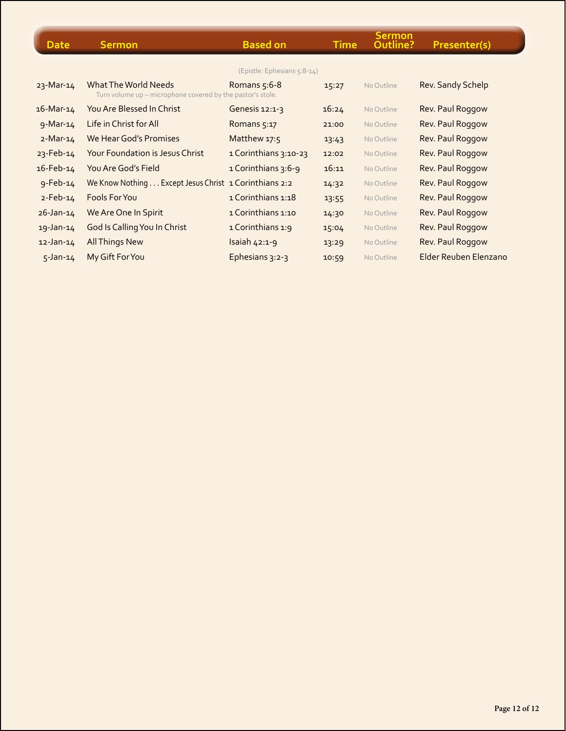| Date | Sermon | Based on | Time | Sermon Outline? | Presenter(s) |
|---|---|---|---|---|---|
| | | (Epistle: Ephesians 5:8-14) | | | |
| 23-Mar-14 | What The World Needs<br>Turn volume up – microphone covered by the pastor's stole. | Romans 5:6-8 | 15:27 | No Outline | Rev. Sandy Schelp |
| 16-Mar-14 | You Are Blessed In Christ | Genesis 12:1-3 | 16:24 | No Outline | Rev. Paul Roggow |
| 9-Mar-14 | Life in Christ for All | Romans 5:17 | 21:00 | No Outline | Rev. Paul Roggow |
| 2-Mar-14 | We Hear God's Promises | Matthew 17:5 | 13:43 | No Outline | Rev. Paul Roggow |
| 23-Feb-14 | Your Foundation is Jesus Christ | 1 Corinthians 3:10-23 | 12:02 | No Outline | Rev. Paul Roggow |
| 16-Feb-14 | You Are God's Field | 1 Corinthians 3:6-9 | 16:11 | No Outline | Rev. Paul Roggow |
| 9-Feb-14 | We Know Nothing . . . Except Jesus Christ | 1 Corinthians 2:2 | 14:32 | No Outline | Rev. Paul Roggow |
| 2-Feb-14 | Fools For You | 1 Corinthians 1:18 | 13:55 | No Outline | Rev. Paul Roggow |
| 26-Jan-14 | We Are One In Spirit | 1 Corinthians 1:10 | 14:30 | No Outline | Rev. Paul Roggow |
| 19-Jan-14 | God Is Calling You In Christ | 1 Corinthians 1:9 | 15:04 | No Outline | Rev. Paul Roggow |
| 12-Jan-14 | All Things New | Isaiah 42:1-9 | 13:29 | No Outline | Rev. Paul Roggow |
| 5-Jan-14 | My Gift For You | Ephesians 3:2-3 | 10:59 | No Outline | Elder Reuben Elenzano |